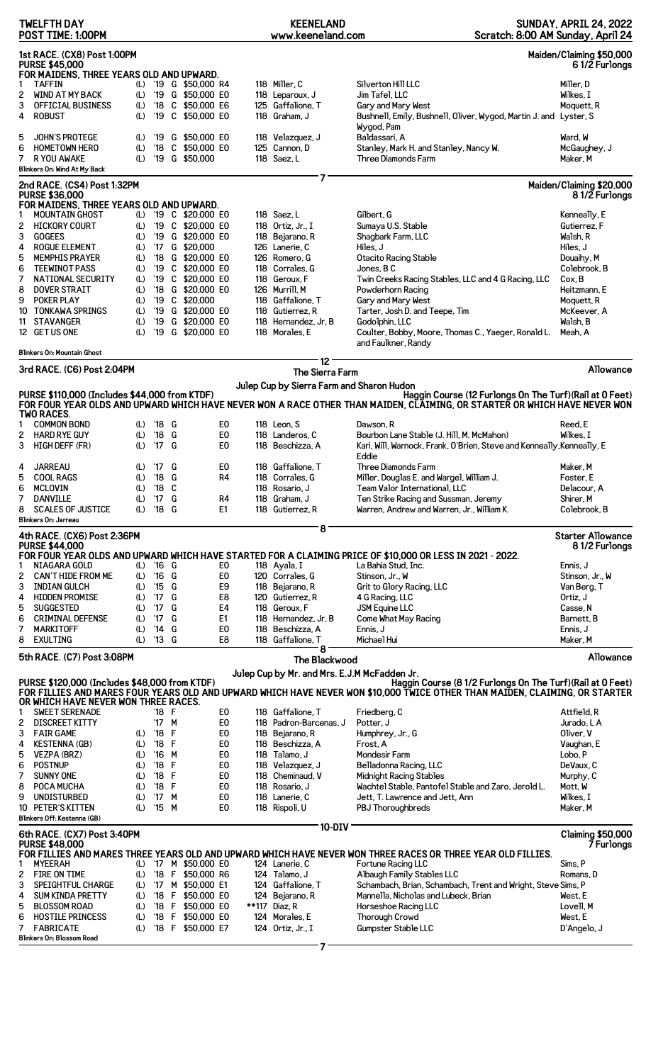TWELFTH DAY
POST TIME: 1:00PM

KEENELAND
www.keeneland.com

SUNDAY, APRIL 24, 2022
Scratch: 8:00 AM Sunday, April 24

## 1st RACE. (CX8) Post 1:00PM

**Maiden/Claiming $50,000**
**PURSE $45,000** — **6 1/2 Furlongs**

FOR MAIDENS, THREE YEARS OLD AND UPWARD.

| # | Horse | Med | Yr | Sex | Claim | | Wt | Jockey | Owner | Trainer |
|---|---|---|---|---|---|---|---|---|---|---|
| 1 | TAFFIN | (L) | '19 | G | $50,000 | R4 | 118 | Miller, C | Silverton Hill LLC | Miller, D |
| 2 | WIND AT MY BACK | (L) | '19 | G | $50,000 | E0 | 118 | Leparoux, J | Jim Tafel, LLC | Wilkes, I |
| 3 | OFFICIAL BUSINESS | (L) | '18 | C | $50,000 | E6 | 125 | Gaffalione, T | Gary and Mary West | Moquett, R |
| 4 | ROBUST | (L) | '19 | C | $50,000 | E0 | 118 | Graham, J | Bushnell, Emily, Bushnell, Oliver, Wygod, Martin J. and Wygod, Pam | Lyster, S |
| 5 | JOHN'S PROTEGE | (L) | '19 | G | $50,000 | E0 | 118 | Velazquez, J | Baldassari, A | Ward, W |
| 6 | HOMETOWN HERO | (L) | '18 | C | $50,000 | E0 | 125 | Cannon, D | Stanley, Mark H. and Stanley, Nancy W. | McGaughey, J |
| 7 | R YOU AWAKE | (L) | '19 | G | $50,000 | | 118 | Saez, L | Three Diamonds Farm | Maker, M |

Blinkers On: Wind At My Back

7

## 2nd RACE. (CS4) Post 1:32PM

**Maiden/Claiming $20,000**
**PURSE $36,000** — **8 1/2 Furlongs**

FOR MAIDENS, THREE YEARS OLD AND UPWARD.

| # | Horse | Med | Yr | Sex | Claim | | Wt | Jockey | Owner | Trainer |
|---|---|---|---|---|---|---|---|---|---|---|
| 1 | MOUNTAIN GHOST | (L) | '19 | C | $20,000 | E0 | 118 | Saez, L | Gilbert, G | Kenneally, E |
| 2 | HICKORY COURT | (L) | '19 | C | $20,000 | E0 | 118 | Ortiz, Jr., I | Sumaya U.S. Stable | Gutierrez, F |
| 3 | GOGEES | (L) | '19 | G | $20,000 | E0 | 118 | Bejarano, R | Shagbark Farm, LLC | Walsh, R |
| 4 | ROGUE ELEMENT | (L) | '17 | G | $20,000 | | 126 | Lanerie, C | Hiles, J | Hiles, J |
| 5 | MEMPHIS PRAYER | (L) | '18 | G | $20,000 | E0 | 126 | Romero, G | Otacito Racing Stable | Douaihy, M |
| 6 | TEEWINOT PASS | (L) | '19 | C | $20,000 | E0 | 118 | Corrales, G | Jones, B C | Colebrook, B |
| 7 | NATIONAL SECURITY | (L) | '19 | C | $20,000 | E0 | 118 | Geroux, F | Twin Creeks Racing Stables, LLC and 4 G Racing, LLC | Cox, B |
| 8 | DOVER STRAIT | (L) | '18 | G | $20,000 | E0 | 126 | Murrill, M | Powderhorn Racing | Heitzmann, E |
| 9 | POKER PLAY | (L) | '19 | C | $20,000 | | 118 | Gaffalione, T | Gary and Mary West | Moquett, R |
| 10 | TONKAWA SPRINGS | (L) | '19 | G | $20,000 | E0 | 118 | Gutierrez, R | Tarter, Josh D. and Teepe, Tim | McKeever, A |
| 11 | STAVANGER | (L) | '19 | G | $20,000 | E0 | 118 | Hernandez, Jr. B | Godolphin, LLC | Walsh, B |
| 12 | GET US ONE | (L) | '19 | G | $20,000 | E0 | 118 | Morales, E | Coulter, Bobby, Moore, Thomas C., Yaeger, Ronald L. and Faulkner, Randy | Meah, A |

Blinkers On: Mountain Ghost

12

## 3rd RACE. (C6) Post 2:04PM

**The Sierra Farm** — **Allowance**

Julep Cup by Sierra Farm and Sharon Hudon

**PURSE $110,000 (Includes $44,000 from KTDF)** — **Haggin Course (12 Furlongs On The Turf)(Rail at 0 Feet)**

FOR FOUR YEAR OLDS AND UPWARD WHICH HAVE NEVER WON A RACE OTHER THAN MAIDEN, CLAIMING, OR STARTER OR WHICH HAVE NEVER WON TWO RACES.

| # | Horse | Med | Yr | Sex | | Wt | Jockey | Owner | Trainer |
|---|---|---|---|---|---|---|---|---|---|
| 1 | COMMON BOND | (L) | '18 | G | E0 | 118 | Leon, S | Dawson, R | Reed, E |
| 2 | HARD RYE GUY | (L) | '18 | G | E0 | 118 | Landeros, C | Bourbon Lane Stable (J. Hill, M. McMahon) | Wilkes, I |
| 3 | HIGH DEFF (FR) | (L) | '17 | G | E0 | 118 | Beschizza, A | Kari, Will, Warnock, Frank, O'Brien, Steve and Kenneally, Eddie | Kenneally, E |
| 4 | JARREAU | (L) | '17 | G | E0 | 118 | Gaffalione, T | Three Diamonds Farm | Maker, M |
| 5 | COOL RAGS | (L) | '18 | G | R4 | 118 | Corrales, G | Miller, Douglas E. and Wargel, William J. | Foster, E |
| 6 | MCLOVIN | (L) | '18 | C | | 118 | Rosario, J | Team Valor International, LLC | Delacour, A |
| 7 | DANVILLE | (L) | '17 | G | R4 | 118 | Graham, J | Ten Strike Racing and Sussman, Jeremy | Shirer, M |
| 8 | SCALES OF JUSTICE | (L) | '18 | G | E1 | 118 | Gutierrez, R | Warren, Andrew and Warren, Jr., William K. | Colebrook, B |

Blinkers On: Jarreau

8

## 4th RACE. (CX6) Post 2:36PM

**Starter Allowance**
**PURSE $44,000** — **8 1/2 Furlongs**

FOR FOUR YEAR OLDS AND UPWARD WHICH HAVE STARTED FOR A CLAIMING PRICE OF $10,000 OR LESS IN 2021 - 2022.

| # | Horse | Med | Yr | Sex | | Wt | Jockey | Owner | Trainer |
|---|---|---|---|---|---|---|---|---|---|
| 1 | NIAGARA GOLD | (L) | '16 | G | E0 | 118 | Ayala, I | La Bahia Stud, Inc. | Ennis, J |
| 2 | CAN'T HIDE FROM ME | (L) | '16 | G | E0 | 120 | Corrales, G | Stinson, Jr., W | Stinson, Jr., W |
| 3 | INDIAN GULCH | (L) | '15 | G | E9 | 118 | Bejarano, R | Grit to Glory Racing, LLC | Van Berg, T |
| 4 | HIDDEN PROMISE | (L) | '17 | G | E8 | 120 | Gutierrez, R | 4 G Racing, LLC | Ortiz, J |
| 5 | SUGGESTED | (L) | '17 | G | E4 | 118 | Geroux, F | JSM Equine LLC | Casse, N |
| 6 | CRIMINAL DEFENSE | (L) | '17 | G | E1 | 118 | Hernandez, Jr. B | Come What May Racing | Barnett, B |
| 7 | MARKITOFF | (L) | '14 | G | E0 | 118 | Beschizza, A | Ennis, J | Ennis, J |
| 8 | EXULTING | (L) | '13 | G | E8 | 118 | Gaffalione, T | Michael Hui | Maker, M |

8

## 5th RACE. (C7) Post 3:08PM

**The Blackwood** — **Allowance**

Julep Cup by Mr. and Mrs. E.J.M McFadden Jr.

**PURSE $120,000 (Includes $48,000 from KTDF)** — **Haggin Course (8 1/2 Furlongs On The Turf)(Rail at 0 Feet)**

FOR FILLIES AND MARES FOUR YEARS OLD AND UPWARD WHICH HAVE NEVER WON $10,000 TWICE OTHER THAN MAIDEN, CLAIMING, OR STARTER OR WHICH HAVE NEVER WON THREE RACES.

| # | Horse | Med | Yr | Sex | | Wt | Jockey | Owner | Trainer |
|---|---|---|---|---|---|---|---|---|---|
| 1 | SWEET SERENADE | | '18 | F | E0 | 118 | Gaffalione, T | Friedberg, C | Attfield, R |
| 2 | DISCREET KITTY | | '17 | M | E0 | 118 | Padron-Barcenas, J | Potter, J | Jurado, L A |
| 3 | FAIR GAME | (L) | '18 | F | E0 | 118 | Bejarano, R | Humphrey, Jr., G | Oliver, V |
| 4 | KESTENNA (GB) | (L) | '18 | F | E0 | 118 | Beschizza, A | Frost, A | Vaughan, E |
| 5 | VEZPA (BRZ) | (L) | '16 | M | E0 | 118 | Talamo, J | Mondesir Farm | Lobo, P |
| 6 | POSTNUP | (L) | '18 | F | E0 | 118 | Velazquez, J | Belladonna Racing, LLC | DeVaux, C |
| 7 | SUNNY ONE | (L) | '18 | F | E0 | 118 | Cheminaud, V | Midnight Racing Stables | Murphy, C |
| 8 | POCA MUCHA | (L) | '18 | F | E0 | 118 | Rosario, J | Wachtel Stable, Pantofel Stable and Zaro, Jerold L. | Mott, W |
| 9 | UNDISTURBED | (L) | '17 | M | E0 | 118 | Lanerie, C | Jett, T. Lawrence and Jett, Ann | Wilkes, I |
| 10 | PETER'S KITTEN | (L) | '15 | M | E0 | 118 | Rispoli, U | PBJ Thoroughbreds | Maker, M |

Blinkers Off: Kestenna (GB)

10-DIV

## 6th RACE. (CX7) Post 3:40PM

**Claiming $50,000**
**PURSE $48,000** — **7 Furlongs**

FOR FILLIES AND MARES THREE YEARS OLD AND UPWARD WHICH HAVE NEVER WON THREE RACES OR THREE YEAR OLD FILLIES.

| # | Horse | Med | Yr | Sex | Claim | | Wt | Jockey | Owner | Trainer |
|---|---|---|---|---|---|---|---|---|---|---|
| 1 | MYEERAH | (L) | '17 | M | $50,000 | E0 | 124 | Lanerie, C | Fortune Racing LLC | Sims, P |
| 2 | FIRE ON TIME | (L) | '18 | F | $50,000 | R6 | 124 | Talamo, J | Albaugh Family Stables LLC | Romans, D |
| 3 | SPEIGHTFUL CHARGE | (L) | '17 | M | $50,000 | E1 | 124 | Gaffalione, T | Schambach, Brian, Schambach, Trent and Wright, Steve | Sims, P |
| 4 | SUM KINDA PRETTY | (L) | '18 | F | $50,000 | E0 | 124 | Bejarano, R | Mannella, Nicholas and Lubeck, Brian | West, E |
| 5 | BLOSSOM ROAD | (L) | '18 | F | $50,000 | E0 | **117 | Diaz, R | Horseshoe Racing LLC | Lovell, M |
| 6 | HOSTILE PRINCESS | (L) | '18 | F | $50,000 | E0 | 124 | Morales, E | Thorough Crowd | West, E |
| 7 | FABRICATE | (L) | '18 | F | $50,000 | E7 | 124 | Ortiz, Jr., I | Gumpster Stable LLC | D'Angelo, J |

Blinkers On: Blossom Road

7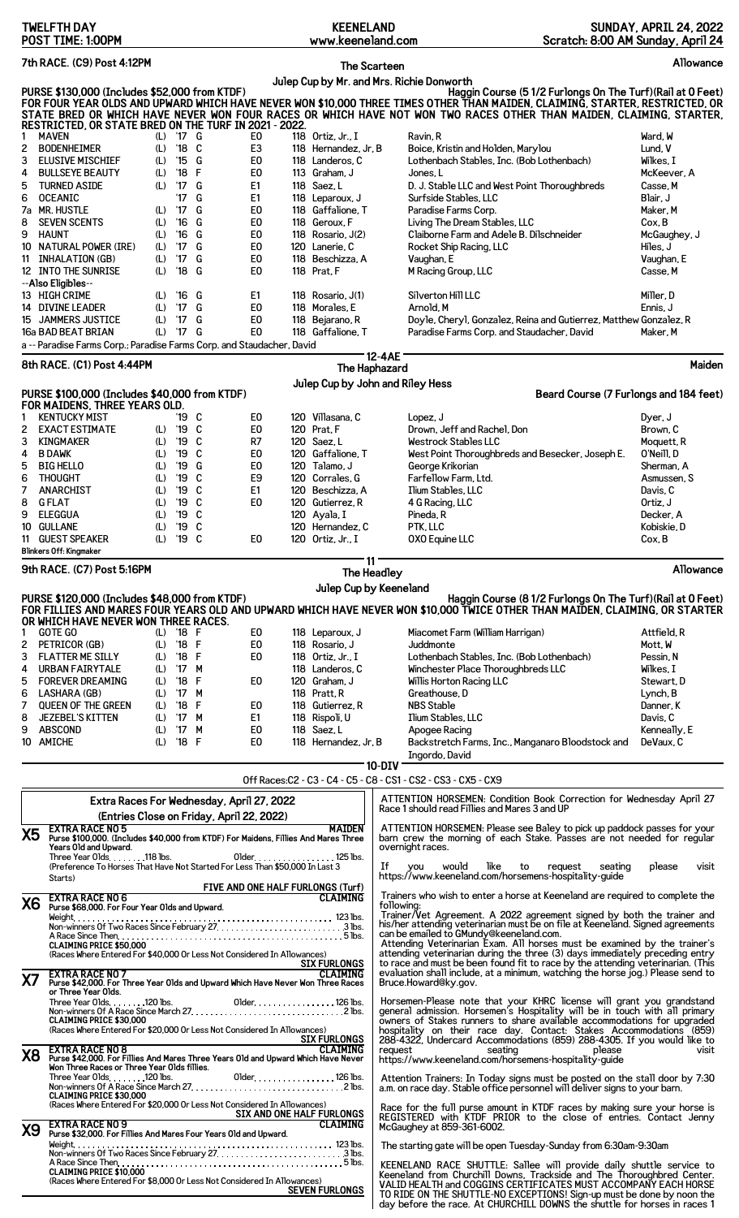TWELFTH DAY
POST TIME: 1:00PM

KEENELAND
www.keeneland.com

SUNDAY, APRIL 24, 2022
Scratch: 8:00 AM Sunday, April 24

## 7th RACE. (C9) Post 4:12PM — The Scarteen — Allowance

Julep Cup by Mr. and Mrs. Richie Donworth

**PURSE $130,000 (Includes $52,000 from KTDF)** — Haggin Course (5 1/2 Furlongs On The Turf)(Rail at 0 Feet)

**FOR FOUR YEAR OLDS AND UPWARD WHICH HAVE NEVER WON $10,000 THREE TIMES OTHER THAN MAIDEN, CLAIMING, STARTER, RESTRICTED, OR STATE BRED OR WHICH HAVE NEVER WON FOUR RACES OR WHICH HAVE NOT WON TWO RACES OTHER THAN MAIDEN, CLAIMING, STARTER, RESTRICTED, OR STATE BRED ON THE TURF IN 2021 - 2022.**

| # | Horse | | Yr | Sex | | Wt | Jockey | Owner | Trainer |
|---|---|---|---|---|---|---|---|---|---|
| 1 | MAVEN | (L) | '17 | G | E0 | 118 | Ortiz, Jr., I | Ravin, R | Ward, W |
| 2 | BODENHEIMER | (L) | '18 | C | E3 | 118 | Hernandez, Jr, B | Boice, Kristin and Holden, Marylou | Lund, V |
| 3 | ELUSIVE MISCHIEF | (L) | '15 | G | E0 | 118 | Landeros, C | Lothenbach Stables, Inc. (Bob Lothenbach) | Wilkes, I |
| 4 | BULLSEYE BEAUTY | (L) | '18 | F | E0 | 113 | Graham, J | Jones, L | McKeever, A |
| 5 | TURNED ASIDE | (L) | '17 | G | E1 | 118 | Saez, L | D. J. Stable LLC and West Point Thoroughbreds | Casse, M |
| 6 | OCEANIC | | '17 | G | E1 | 118 | Leparoux, J | Surfside Stables, LLC | Blair, J |
| 7a | MR. HUSTLE | (L) | '17 | G | E0 | 118 | Gaffalione, T | Paradise Farms Corp. | Maker, M |
| 8 | SEVEN SCENTS | (L) | '16 | G | E0 | 118 | Geroux, F | Living The Dream Stables, LLC | Cox, B |
| 9 | HAUNT | (L) | '16 | G | E0 | 118 | Rosario, J(2) | Claiborne Farm and Adele B. Dilschneider | McGaughey, J |
| 10 | NATURAL POWER (IRE) | (L) | '17 | G | E0 | 120 | Lanerie, C | Rocket Ship Racing, LLC | Hiles, J |
| 11 | INHALATION (GB) | (L) | '17 | G | E0 | 118 | Beschizza, A | Vaughan, E | Vaughan, E |
| 12 | INTO THE SUNRISE | (L) | '18 | G | E0 | 118 | Prat, F | M Racing Group, LLC | Casse, M |
| | --Also Eligibles-- | | | | | | | | |
| 13 | HIGH CRIME | (L) | '16 | G | E1 | 118 | Rosario, J(1) | Silverton Hill LLC | Miller, D |
| 14 | DIVINE LEADER | (L) | '17 | G | E0 | 118 | Morales, E | Arnold, M | Ennis, J |
| 15 | JAMMERS JUSTICE | (L) | '17 | G | E0 | 118 | Bejarano, R | Doyle, Cheryl, Gonzalez, Reina and Gutierrez, Matthew | Gonzalez, R |
| 16a | BAD BEAT BRIAN | (L) | '17 | G | E0 | 118 | Gaffalione, T | Paradise Farms Corp. and Staudacher, David | Maker, M |

a -- Paradise Farms Corp.; Paradise Farms Corp. and Staudacher, David

12-4AE

## 8th RACE. (C1) Post 4:44PM — The Haphazard — Maiden

Julep Cup by John and Riley Hess

**PURSE $100,000 (Includes $40,000 from KTDF)** — Beard Course (7 Furlongs and 184 feet)

**FOR MAIDENS, THREE YEARS OLD.**

| # | Horse | | Yr | Sex | | Wt | Jockey | Owner | Trainer |
|---|---|---|---|---|---|---|---|---|---|
| 1 | KENTUCKY MIST | | '19 | C | E0 | 120 | Villasana, C | Lopez, J | Dyer, J |
| 2 | EXACT ESTIMATE | (L) | '19 | C | E0 | 120 | Prat, F | Drown, Jeff and Rachel, Don | Brown, C |
| 3 | KINGMAKER | (L) | '19 | C | R7 | 120 | Saez, L | Westrock Stables LLC | Moquett, R |
| 4 | B DAWK | (L) | '19 | C | E0 | 120 | Gaffalione, T | West Point Thoroughbreds and Besecker, Joseph E. | O'Neill, D |
| 5 | BIG HELLO | (L) | '19 | G | E0 | 120 | Talamo, J | George Krikorian | Sherman, A |
| 6 | THOUGHT | (L) | '19 | C | E9 | 120 | Corrales, G | Farfellow Farm, Ltd. | Asmussen, S |
| 7 | ANARCHIST | (L) | '19 | C | E1 | 120 | Beschizza, A | Ilium Stables, LLC | Davis, C |
| 8 | G FLAT | (L) | '19 | C | E0 | 120 | Gutierrez, R | 4 G Racing, LLC | Ortiz, J |
| 9 | ELEGGUA | (L) | '19 | C | | 120 | Ayala, I | Pineda, R | Decker, A |
| 10 | GULLANE | (L) | '19 | C | | 120 | Hernandez, C | PTK, LLC | Kobiskie, D |
| 11 | GUEST SPEAKER | (L) | '19 | C | E0 | 120 | Ortiz, Jr., I | OXO Equine LLC | Cox, B |

Blinkers Off: Kingmaker

11

## 9th RACE. (C7) Post 5:16PM — The Headley — Allowance

Julep Cup by Keeneland

**PURSE $120,000 (Includes $48,000 from KTDF)** — Haggin Course (8 1/2 Furlongs On The Turf)(Rail at 0 Feet)

**FOR FILLIES AND MARES FOUR YEARS OLD AND UPWARD WHICH HAVE NEVER WON $10,000 TWICE OTHER THAN MAIDEN, CLAIMING, OR STARTER OR WHICH HAVE NEVER WON THREE RACES.**

| # | Horse | | Yr | Sex | | Wt | Jockey | Owner | Trainer |
|---|---|---|---|---|---|---|---|---|---|
| 1 | GOTE GO | (L) | '18 | F | E0 | 118 | Leparoux, J | Miacomet Farm (William Harrigan) | Attfield, R |
| 2 | PETRICOR (GB) | (L) | '18 | F | E0 | 118 | Rosario, J | Juddmonte | Mott, W |
| 3 | FLATTER ME SILLY | (L) | '18 | F | E0 | 118 | Ortiz, Jr., I | Lothenbach Stables, Inc. (Bob Lothenbach) | Pessin, N |
| 4 | URBAN FAIRYTALE | (L) | '17 | M | | 118 | Landeros, C | Winchester Place Thoroughbreds LLC | Wilkes, I |
| 5 | FOREVER DREAMING | (L) | '18 | F | E0 | 120 | Graham, J | Willis Horton Racing LLC | Stewart, D |
| 6 | LASHARA (GB) | (L) | '17 | M | | 118 | Pratt, R | Greathouse, D | Lynch, B |
| 7 | QUEEN OF THE GREEN | (L) | '18 | F | E0 | 118 | Gutierrez, R | NBS Stable | Danner, K |
| 8 | JEZEBEL'S KITTEN | (L) | '17 | M | E1 | 118 | Rispoli, U | Ilium Stables, LLC | Davis, C |
| 9 | ABSCOND | (L) | '17 | M | E0 | 118 | Saez, L | Apogee Racing | Kenneally, E |
| 10 | AMICHE | (L) | '18 | F | E0 | 118 | Hernandez, Jr, B | Backstretch Farms, Inc., Manganaro Bloodstock and Ingordo, David | DeVaux, C |

10-DIV

Off Races:C2 - C3 - C4 - C5 - C8 - CS1 - CS2 - CS3 - CX5 - CX9

## Extra Races For Wednesday, April 27, 2022

(Entries Close on Friday, April 22, 2022)

**X5 — EXTRA RACE NO 5 — MAIDEN**
Purse $100,000. (Includes $40,000 from KTDF) For Maidens, Fillies And Mares Three Years Old and Upward.
Three Year Olds . . . . . 118 lbs. Older . . . . . 125 lbs.
(Preference To Horses That Have Not Started For Less Than $50,000 In Last 3 Starts)
FIVE AND ONE HALF FURLONGS (Turf)

**X6 — EXTRA RACE NO 6 — CLAIMING**
Purse $68,000. For Four Year Olds and Upward.
Weight . . . . . 123 lbs.
Non-winners Of Two Races Since February 27 . . . . . 3 lbs.
A Race Since Then . . . . . 5 lbs.
CLAIMING PRICE $50,000
(Races Where Entered For $40,000 Or Less Not Considered In Allowances)
SIX FURLONGS

**X7 — EXTRA RACE NO 7 — CLAIMING**
Purse $42,000. For Three Year Olds and Upward Which Have Never Won Three Races or Three Year Olds.
Three Year Olds . . . . . 120 lbs. Older . . . . . 126 lbs.
Non-winners Of A Race Since March 27 . . . . . 2 lbs.
CLAIMING PRICE $30,000
(Races Where Entered For $20,000 Or Less Not Considered In Allowances)
SIX FURLONGS

**X8 — EXTRA RACE NO 8 — CLAIMING**
Purse $42,000. For Fillies And Mares Three Years Old and Upward Which Have Never Won Three Races or Three Year Olds fillies.
Three Year Olds . . . . . 120 lbs. Older . . . . . 126 lbs.
Non-winners Of A Race Since March 27 . . . . . 2 lbs.
CLAIMING PRICE $30,000
(Races Where Entered For $20,000 Or Less Not Considered In Allowances)
SIX AND ONE HALF FURLONGS

**X9 — EXTRA RACE NO 9 — CLAIMING**
Purse $32,000. For Fillies And Mares Four Years Old and Upward.
Weight . . . . . 123 lbs.
Non-winners Of Two Races Since February 27 . . . . . 3 lbs.
A Race Since Then . . . . . 5 lbs.
CLAIMING PRICE $10,000
(Races Where Entered For $8,000 Or Less Not Considered In Allowances)
SEVEN FURLONGS

ATTENTION HORSEMEN: Condition Book Correction for Wednesday April 27 Race 1 should read Fillies and Mares 3 and UP

ATTENTION HORSEMEN: Please see Baley to pick up paddock passes for your barn crew the morning of each Stake. Passes are not needed for regular overnight races.

If you would like to request seating please visit https://www.keeneland.com/horsemens-hospitality-guide

Trainers who wish to enter a horse at Keeneland are required to complete the following:
Trainer/Vet Agreement. A 2022 agreement signed by both the trainer and his/her attending veterinarian must be on file at Keeneland. Signed agreements can be emailed to GMundy@keeneland.com.
Attending Veterinarian Exam. All horses must be examined by the trainer's attending veterinarian during the three (3) days immediately preceding entry to race and must be found fit to race by the attending veterinarian. (This evaluation shall include, at a minimum, watching the horse jog.) Please send to Bruce.Howard@ky.gov.

Horsemen-Please note that your KHRC license will grant you grandstand general admission. Horsemen's Hospitality will be in touch with all primary owners of Stakes runners to share available accommodations for upgraded hospitality on their race day. Contact: Stakes Accommodations (859) 288-4322, Undercard Accommodations (859) 288-4305. If you would like to request seating please visit https://www.keeneland.com/horsemens-hospitality-guide

Attention Trainers: In Today signs must be posted on the stall door by 7:30 a.m. on race day. Stable office personnel will deliver signs to your barn.

Race for the full purse amount in KTDF races by making sure your horse is REGISTERED with KTDF PRIOR to the close of entries. Contact Jenny McGaughey at 859-361-6002.

The starting gate will be open Tuesday-Sunday from 6:30am-9:30am

KEENELAND RACE SHUTTLE: Sallee will provide daily shuttle service to Keeneland from Churchill Downs, Trackside and The Thoroughbred Center. VALID HEALTH and COGGINS CERTIFICATES MUST ACCOMPANY EACH HORSE TO RIDE ON THE SHUTTLE-NO EXCEPTIONS! Sign-up must be done by noon the day before the race. At CHURCHILL DOWNS the shuttle for horses in races 1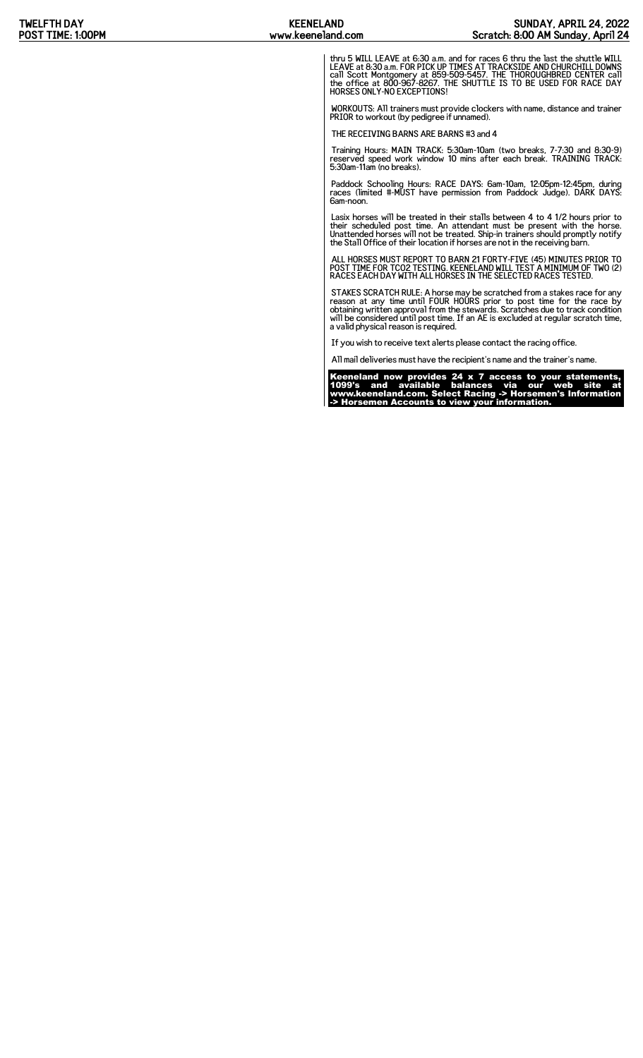thru 5 WILL LEAVE at 6:30 a.m. and for races 6 thru the last the shuttle WILL LEAVE at 8:30 a.m. FOR PICK UP TIMES AT TRACKSIDE AND CHURCHILL DOWNS call Scott Montgomery at 859-509-5457. THE THOROUGHBRED CENTER call the office at 800-967-8267. THE SHUTTLE IS TO BE USED FOR RACE DAY HORSES ONLY-NO EXCEPTIONS!

WORKOUTS: All trainers must provide clockers with name, distance and trainer PRIOR to workout (by pedigree if unnamed).

THE RECEIVING BARNS ARE BARNS #3 and 4

Training Hours: MAIN TRACK: 5:30am-10am (two breaks, 7-7:30 and 8:30-9) reserved speed work window 10 mins after each break. TRAINING TRACK: 5:30am-11am (no breaks).

Paddock Schooling Hours: RACE DAYS: 6am-10am, 12:05pm-12:45pm, during races (limited #-MUST have permission from Paddock Judge). DARK DAYS: 6am-noon.

Lasix horses will be treated in their stalls between 4 to 4 1/2 hours prior to their scheduled post time. An attendant must be present with the horse. Unattended horses will not be treated. Ship-in trainers should promptly notify the Stall Office of their location if horses are not in the receiving barn.

ALL HORSES MUST REPORT TO BARN 21 FORTY-FIVE (45) MINUTES PRIOR TO POST TIME FOR TCO2 TESTING. KEENELAND WILL TEST A MINIMUM OF TWO (2) RACES EACH DAY WITH ALL HORSES IN THE SELECTED RACES TESTED.

STAKES SCRATCH RULE: A horse may be scratched from a stakes race for any reason at any time until FOUR HOURS prior to post time for the race by obtaining written approval from the stewards. Scratches due to track condition will be considered until post time. If an AE is excluded at regular scratch time, a valid physical reason is required.

If you wish to receive text alerts please contact the racing office.

All mail deliveries must have the recipient's name and the trainer's name.

**Keeneland now provides 24 x 7 access to your statements, 1099's and available balances via our web site at www.keeneland.com. Select Racing -> Horsemen's Information -> Horsemen Accounts to view your information.**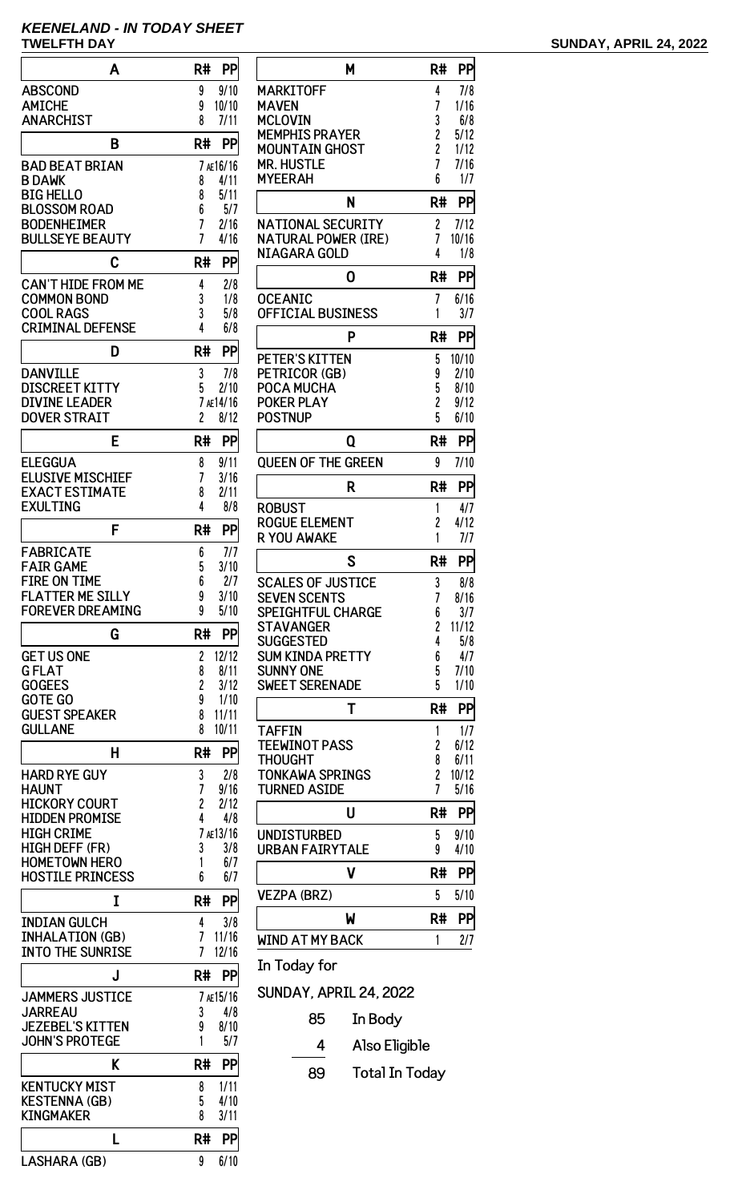# KEENELAND - IN TODAY SHEET

**TWELFTH DAY** **SUNDAY, APRIL 24, 2022**

| A | R# | PP |
|---|---|---|
| ABSCOND | 9 | 9/10 |
| AMICHE | 9 | 10/10 |
| ANARCHIST | 8 | 7/11 |
| **B** | **R#** | **PP** |
| BAD BEAT BRIAN | 7 AE | 16/16 |
| B DAWK | 8 | 4/11 |
| BIG HELLO | 8 | 5/11 |
| BLOSSOM ROAD | 6 | 5/7 |
| BODENHEIMER | 7 | 2/16 |
| BULLSEYE BEAUTY | 7 | 4/16 |
| **C** | **R#** | **PP** |
| CAN'T HIDE FROM ME | 4 | 2/8 |
| COMMON BOND | 3 | 1/8 |
| COOL RAGS | 3 | 5/8 |
| CRIMINAL DEFENSE | 4 | 6/8 |
| **D** | **R#** | **PP** |
| DANVILLE | 3 | 7/8 |
| DISCREET KITTY | 5 | 2/10 |
| DIVINE LEADER | 7 AE | 14/16 |
| DOVER STRAIT | 2 | 8/12 |
| **E** | **R#** | **PP** |
| ELEGGUA | 8 | 9/11 |
| ELUSIVE MISCHIEF | 7 | 3/16 |
| EXACT ESTIMATE | 8 | 2/11 |
| EXULTING | 4 | 8/8 |
| **F** | **R#** | **PP** |
| FABRICATE | 6 | 7/7 |
| FAIR GAME | 5 | 3/10 |
| FIRE ON TIME | 6 | 2/7 |
| FLATTER ME SILLY | 9 | 3/10 |
| FOREVER DREAMING | 9 | 5/10 |
| **G** | **R#** | **PP** |
| GET US ONE | 2 | 12/12 |
| G FLAT | 8 | 8/11 |
| GOGEES | 2 | 3/12 |
| GOTE GO | 9 | 1/10 |
| GUEST SPEAKER | 8 | 11/11 |
| GULLANE | 8 | 10/11 |
| **H** | **R#** | **PP** |
| HARD RYE GUY | 3 | 2/8 |
| HAUNT | 7 | 9/16 |
| HICKORY COURT | 2 | 2/12 |
| HIDDEN PROMISE | 4 | 4/8 |
| HIGH CRIME | 7 AE | 13/16 |
| HIGH DEFF (FR) | 3 | 3/8 |
| HOMETOWN HERO | 1 | 6/7 |
| HOSTILE PRINCESS | 6 | 6/7 |
| **I** | **R#** | **PP** |
| INDIAN GULCH | 4 | 3/8 |
| INHALATION (GB) | 7 | 11/16 |
| INTO THE SUNRISE | 7 | 12/16 |
| **J** | **R#** | **PP** |
| JAMMERS JUSTICE | 7 AE | 15/16 |
| JARREAU | 3 | 4/8 |
| JEZEBEL'S KITTEN | 9 | 8/10 |
| JOHN'S PROTEGE | 1 | 5/7 |
| **K** | **R#** | **PP** |
| KENTUCKY MIST | 8 | 1/11 |
| KESTENNA (GB) | 5 | 4/10 |
| KINGMAKER | 8 | 3/11 |
| **L** | **R#** | **PP** |
| LASHARA (GB) | 9 | 6/10 |

| M | R# | PP |
|---|---|---|
| MARKITOFF | 4 | 7/8 |
| MAVEN | 7 | 1/16 |
| MCLOVIN | 3 | 6/8 |
| MEMPHIS PRAYER | 2 | 5/12 |
| MOUNTAIN GHOST | 2 | 1/12 |
| MR. HUSTLE | 7 | 7/16 |
| MYEERAH | 6 | 1/7 |
| **N** | **R#** | **PP** |
| NATIONAL SECURITY | 2 | 7/12 |
| NATURAL POWER (IRE) | 7 | 10/16 |
| NIAGARA GOLD | 4 | 1/8 |
| **O** | **R#** | **PP** |
| OCEANIC | 7 | 6/16 |
| OFFICIAL BUSINESS | 1 | 3/7 |
| **P** | **R#** | **PP** |
| PETER'S KITTEN | 5 | 10/10 |
| PETRICOR (GB) | 9 | 2/10 |
| POCA MUCHA | 5 | 8/10 |
| POKER PLAY | 2 | 9/12 |
| POSTNUP | 5 | 6/10 |
| **Q** | **R#** | **PP** |
| QUEEN OF THE GREEN | 9 | 7/10 |
| **R** | **R#** | **PP** |
| ROBUST | 1 | 4/7 |
| ROGUE ELEMENT | 2 | 4/12 |
| R YOU AWAKE | 1 | 7/7 |
| **S** | **R#** | **PP** |
| SCALES OF JUSTICE | 3 | 8/8 |
| SEVEN SCENTS | 7 | 8/16 |
| SPEIGHTFUL CHARGE | 6 | 3/7 |
| STAVANGER | 2 | 11/12 |
| SUGGESTED | 4 | 5/8 |
| SUM KINDA PRETTY | 6 | 4/7 |
| SUNNY ONE | 5 | 7/10 |
| SWEET SERENADE | 5 | 1/10 |
| **T** | **R#** | **PP** |
| TAFFIN | 1 | 1/7 |
| TEEWINOT PASS | 2 | 6/12 |
| THOUGHT | 8 | 6/11 |
| TONKAWA SPRINGS | 2 | 10/12 |
| TURNED ASIDE | 7 | 5/16 |
| **U** | **R#** | **PP** |
| UNDISTURBED | 5 | 9/10 |
| URBAN FAIRYTALE | 9 | 4/10 |
| **V** | **R#** | **PP** |
| VEZPA (BRZ) | 5 | 5/10 |
| **W** | **R#** | **PP** |
| WIND AT MY BACK | 1 | 2/7 |

In Today for

SUNDAY, APRIL 24, 2022

| | |
|---|---|
| 85 | In Body |
| 4 | Also Eligible |
| 89 | Total In Today |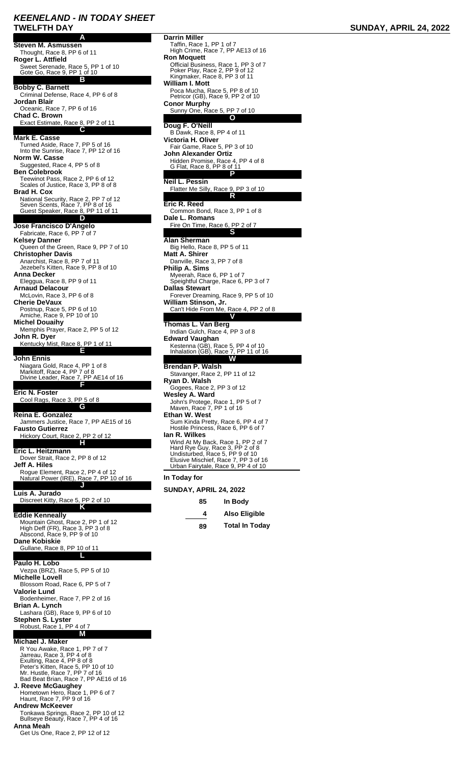# *KEENELAND - IN TODAY SHEET*

## TWELFTH DAY

## SUNDAY, APRIL 24, 2022

### A

**Steven M. Asmussen**
Thought, Race 8, PP 6 of 11

**Roger L. Attfield**
Sweet Serenade, Race 5, PP 1 of 10
Gote Go, Race 9, PP 1 of 10

### B

**Bobby C. Barnett**
Criminal Defense, Race 4, PP 6 of 8

**Jordan Blair**
Oceanic, Race 7, PP 6 of 16

**Chad C. Brown**
Exact Estimate, Race 8, PP 2 of 11

### C

**Mark E. Casse**
Turned Aside, Race 7, PP 5 of 16
Into the Sunrise, Race 7, PP 12 of 16

**Norm W. Casse**
Suggested, Race 4, PP 5 of 8

**Ben Colebrook**
Teewinot Pass, Race 2, PP 6 of 12
Scales of Justice, Race 3, PP 8 of 8

**Brad H. Cox**
National Security, Race 2, PP 7 of 12
Seven Scents, Race 7, PP 8 of 16
Guest Speaker, Race 8, PP 11 of 11

### D

**Jose Francisco D'Angelo**
Fabricate, Race 6, PP 7 of 7

**Kelsey Danner**
Queen of the Green, Race 9, PP 7 of 10

**Christopher Davis**
Anarchist, Race 8, PP 7 of 11
Jezebel's Kitten, Race 9, PP 8 of 10

**Anna Decker**
Eleggua, Race 8, PP 9 of 11

**Arnaud Delacour**
McLovin, Race 3, PP 6 of 8

**Cherie DeVaux**
Postnup, Race 5, PP 6 of 10
Amiche, Race 9, PP 10 of 10

**Michel Douaihy**
Memphis Prayer, Race 2, PP 5 of 12

**John R. Dyer**
Kentucky Mist, Race 8, PP 1 of 11

### E

**John Ennis**
Niagara Gold, Race 4, PP 1 of 8
Markitoff, Race 4, PP 7 of 8
Divine Leader, Race 7, PP AE14 of 16

### F

**Eric N. Foster**
Cool Rags, Race 3, PP 5 of 8

### G

**Reina E. Gonzalez**
Jammers Justice, Race 7, PP AE15 of 16

**Fausto Gutierrez**
Hickory Court, Race 2, PP 2 of 12

### H

**Eric L. Heitzmann**
Dover Strait, Race 2, PP 8 of 12

**Jeff A. Hiles**
Rogue Element, Race 2, PP 4 of 12
Natural Power (IRE), Race 7, PP 10 of 16

### J

**Luis A. Jurado**
Discreet Kitty, Race 5, PP 2 of 10

### K

**Eddie Kenneally**
Mountain Ghost, Race 2, PP 1 of 12
High Deff (FR), Race 3, PP 3 of 8
Abscond, Race 9, PP 9 of 10

**Dane Kobiskie**
Gullane, Race 8, PP 10 of 11

### L

**Paulo H. Lobo**
Vezpa (BRZ), Race 5, PP 5 of 10

**Michelle Lovell**
Blossom Road, Race 6, PP 5 of 7

**Valorie Lund**
Bodenheimer, Race 7, PP 2 of 16

**Brian A. Lynch**
Lashara (GB), Race 9, PP 6 of 10

**Stephen S. Lyster**
Robust, Race 1, PP 4 of 7

### M

**Michael J. Maker**
R You Awake, Race 1, PP 7 of 7
Jarreau, Race 3, PP 4 of 8
Exulting, Race 4, PP 8 of 8
Peter's Kitten, Race 5, PP 10 of 10
Mr. Hustle, Race 7, PP 7 of 16
Bad Beat Brian, Race 7, PP AE16 of 16

**J. Reeve McGaughey**
Hometown Hero, Race 1, PP 6 of 7
Haunt, Race 7, PP 9 of 16

**Andrew McKeever**
Tonkawa Springs, Race 2, PP 10 of 12
Bullseye Beauty, Race 7, PP 4 of 16

**Anna Meah**
Get Us One, Race 2, PP 12 of 12

**Darrin Miller**
Taffin, Race 1, PP 1 of 7
High Crime, Race 7, PP AE13 of 16

**Ron Moquett**
Official Business, Race 1, PP 3 of 7
Poker Play, Race 2, PP 9 of 12
Kingmaker, Race 8, PP 3 of 11

**William I. Mott**
Poca Mucha, Race 5, PP 8 of 10
Petricor (GB), Race 9, PP 2 of 10

**Conor Murphy**
Sunny One, Race 5, PP 7 of 10

### O

**Doug F. O'Neill**
B Dawk, Race 8, PP 4 of 11

**Victoria H. Oliver**
Fair Game, Race 5, PP 3 of 10

**John Alexander Ortiz**
Hidden Promise, Race 4, PP 4 of 8
G Flat, Race 8, PP 8 of 11

### P

**Neil L. Pessin**
Flatter Me Silly, Race 9, PP 3 of 10

### R

**Eric R. Reed**
Common Bond, Race 3, PP 1 of 8

**Dale L. Romans**
Fire On Time, Race 6, PP 2 of 7

### S

**Alan Sherman**
Big Hello, Race 8, PP 5 of 11

**Matt A. Shirer**
Danville, Race 3, PP 7 of 8

**Philip A. Sims**
Myeerah, Race 6, PP 1 of 7
Speightful Charge, Race 6, PP 3 of 7

**Dallas Stewart**
Forever Dreaming, Race 9, PP 5 of 10

**William Stinson, Jr.**
Can't Hide From Me, Race 4, PP 2 of 8

### V

**Thomas L. Van Berg**
Indian Gulch, Race 4, PP 3 of 8

**Edward Vaughan**
Kestenna (GB), Race 5, PP 4 of 10
Inhalation (GB), Race 7, PP 11 of 16

### W

**Brendan P. Walsh**
Stavanger, Race 2, PP 11 of 12

**Ryan D. Walsh**
Gogees, Race 2, PP 3 of 12

**Wesley A. Ward**
John's Protege, Race 1, PP 5 of 7
Maven, Race 7, PP 1 of 16

**Ethan W. West**
Sum Kinda Pretty, Race 6, PP 4 of 7
Hostile Princess, Race 6, PP 6 of 7

**Ian R. Wilkes**
Wind At My Back, Race 1, PP 2 of 7
Hard Rye Guy, Race 3, PP 2 of 8
Undisturbed, Race 5, PP 9 of 10
Elusive Mischief, Race 7, PP 3 of 16
Urban Fairytale, Race 9, PP 4 of 10

**In Today for**

**SUNDAY, APRIL 24, 2022**

| | |
|---|---|
| 85 | In Body |
| 4 | Also Eligible |
| 89 | Total In Today |